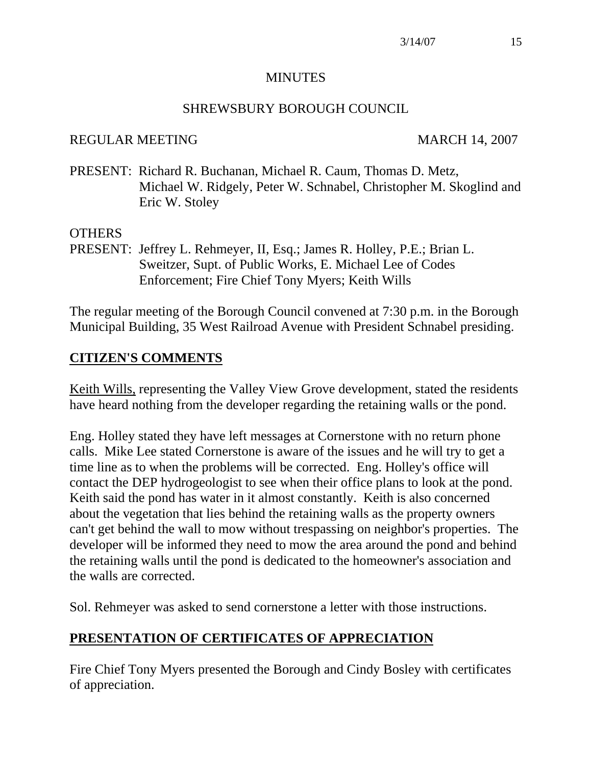# MINUTES

## SHREWSBURY BOROUGH COUNCIL

REGULAR MEETING MARCH 14, 2007

PRESENT: Richard R. Buchanan, Michael R. Caum, Thomas D. Metz, Michael W. Ridgely, Peter W. Schnabel, Christopher M. Skoglind and Eric W. Stoley

OTHERS
PRESENT: Jeffrey L. Rehmeyer, II, Esq.; James R. Holley, P.E.; Brian L. Sweitzer, Supt. of Public Works, E. Michael Lee of Codes Enforcement; Fire Chief Tony Myers; Keith Wills

The regular meeting of the Borough Council convened at 7:30 p.m. in the Borough Municipal Building, 35 West Railroad Avenue with President Schnabel presiding.

## **CITIZEN'S COMMENTS**

Keith Wills, representing the Valley View Grove development, stated the residents have heard nothing from the developer regarding the retaining walls or the pond.

Eng. Holley stated they have left messages at Cornerstone with no return phone calls. Mike Lee stated Cornerstone is aware of the issues and he will try to get a time line as to when the problems will be corrected. Eng. Holley's office will contact the DEP hydrogeologist to see when their office plans to look at the pond. Keith said the pond has water in it almost constantly. Keith is also concerned about the vegetation that lies behind the retaining walls as the property owners can't get behind the wall to mow without trespassing on neighbor's properties. The developer will be informed they need to mow the area around the pond and behind the retaining walls until the pond is dedicated to the homeowner's association and the walls are corrected.

Sol. Rehmeyer was asked to send cornerstone a letter with those instructions.

## **PRESENTATION OF CERTIFICATES OF APPRECIATION**

Fire Chief Tony Myers presented the Borough and Cindy Bosley with certificates of appreciation.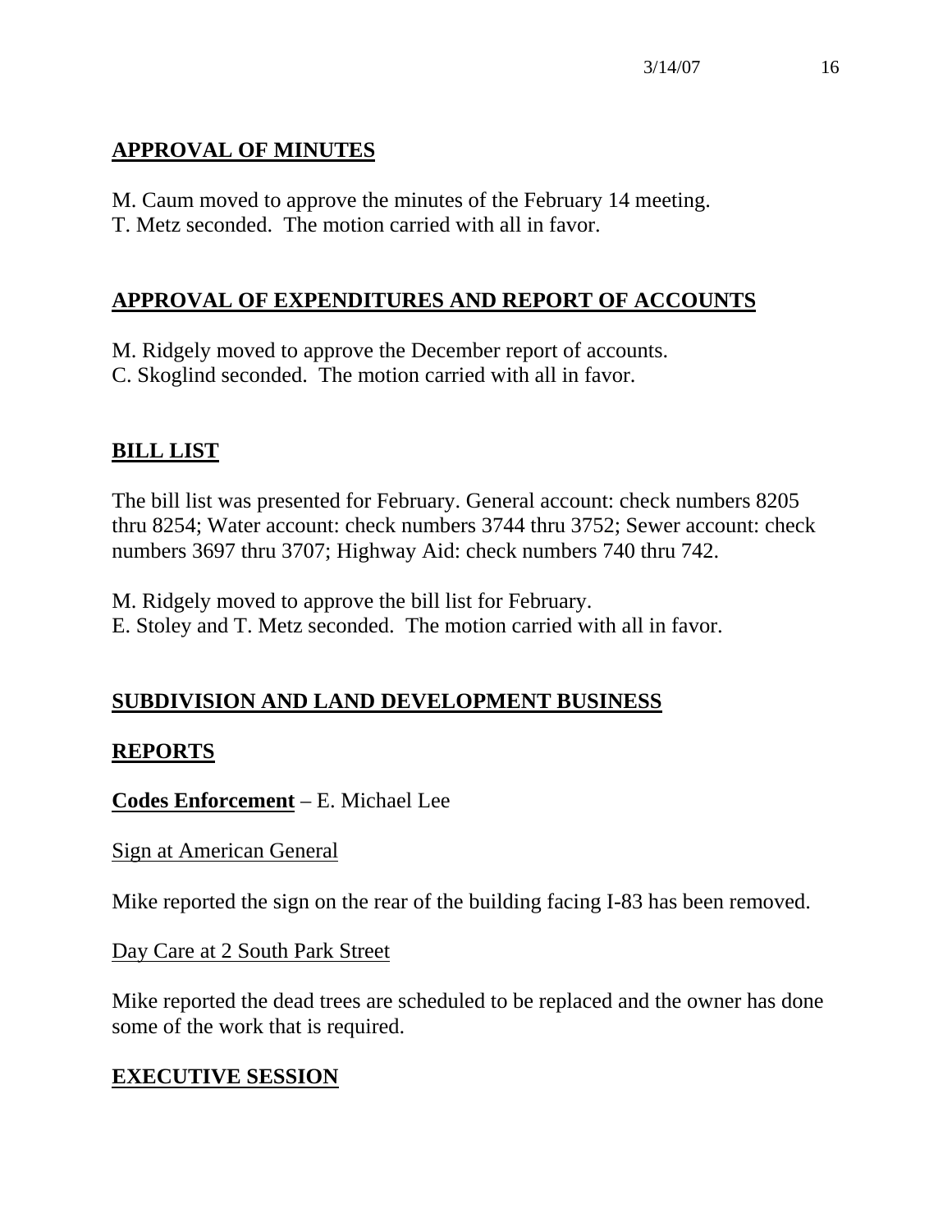## APPROVAL OF MINUTES

M. Caum moved to approve the minutes of the February 14 meeting.
T. Metz seconded. The motion carried with all in favor.

## APPROVAL OF EXPENDITURES AND REPORT OF ACCOUNTS

M. Ridgely moved to approve the December report of accounts.
C. Skoglind seconded. The motion carried with all in favor.

## BILL LIST

The bill list was presented for February. General account: check numbers 8205 thru 8254; Water account: check numbers 3744 thru 3752; Sewer account: check numbers 3697 thru 3707; Highway Aid: check numbers 740 thru 742.

M. Ridgely moved to approve the bill list for February.
E. Stoley and T. Metz seconded. The motion carried with all in favor.

## SUBDIVISION AND LAND DEVELOPMENT BUSINESS

## REPORTS

**Codes Enforcement** – E. Michael Lee

Sign at American General

Mike reported the sign on the rear of the building facing I-83 has been removed.

Day Care at 2 South Park Street

Mike reported the dead trees are scheduled to be replaced and the owner has done some of the work that is required.

## EXECUTIVE SESSION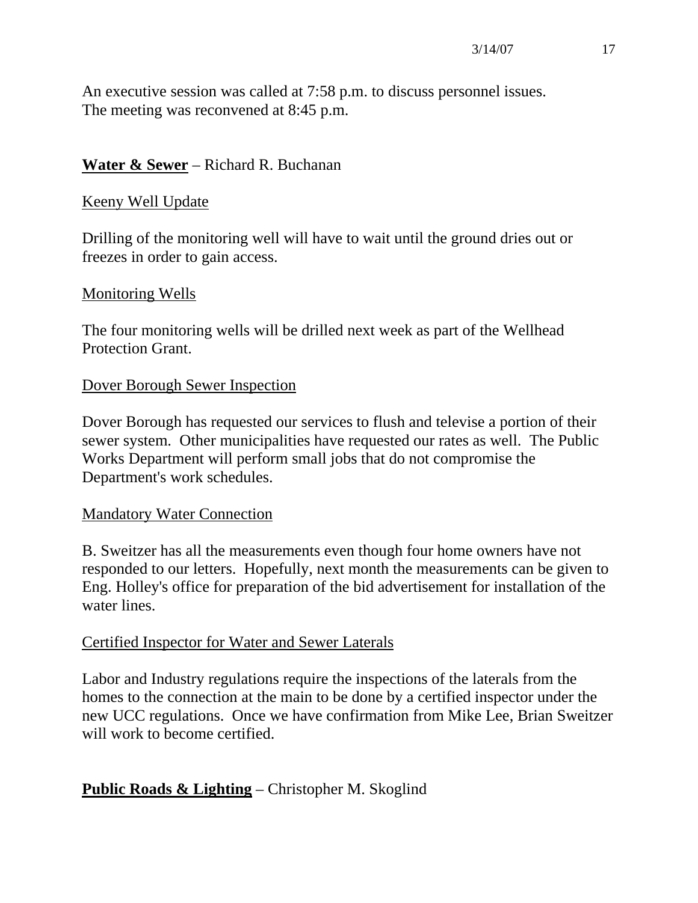An executive session was called at 7:58 p.m. to discuss personnel issues. The meeting was reconvened at 8:45 p.m.

**Water & Sewer** – Richard R. Buchanan

Keeny Well Update

Drilling of the monitoring well will have to wait until the ground dries out or freezes in order to gain access.

Monitoring Wells

The four monitoring wells will be drilled next week as part of the Wellhead Protection Grant.

Dover Borough Sewer Inspection

Dover Borough has requested our services to flush and televise a portion of their sewer system. Other municipalities have requested our rates as well. The Public Works Department will perform small jobs that do not compromise the Department's work schedules.

Mandatory Water Connection

B. Sweitzer has all the measurements even though four home owners have not responded to our letters. Hopefully, next month the measurements can be given to Eng. Holley's office for preparation of the bid advertisement for installation of the water lines.

Certified Inspector for Water and Sewer Laterals

Labor and Industry regulations require the inspections of the laterals from the homes to the connection at the main to be done by a certified inspector under the new UCC regulations. Once we have confirmation from Mike Lee, Brian Sweitzer will work to become certified.

**Public Roads & Lighting** – Christopher M. Skoglind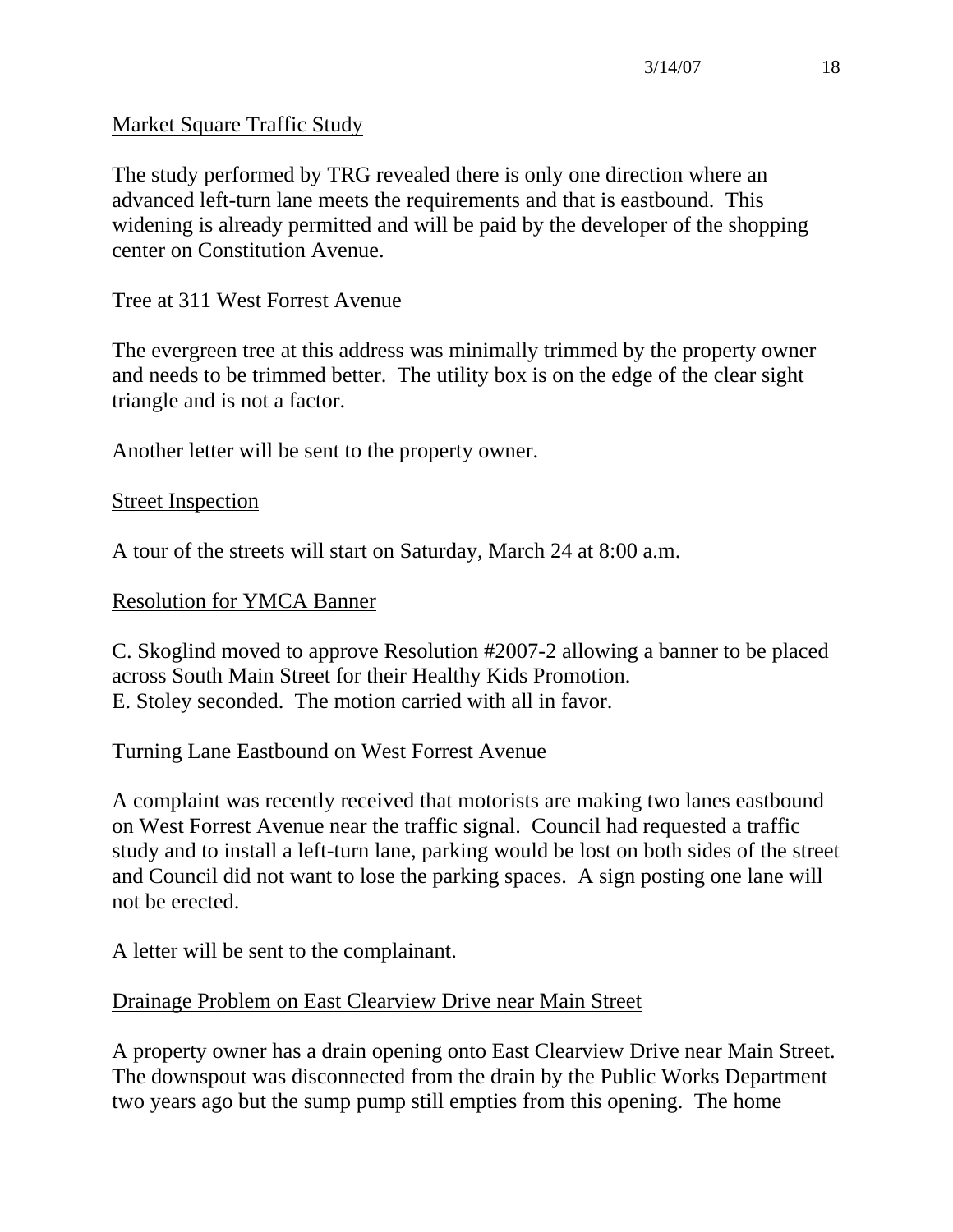## Market Square Traffic Study

The study performed by TRG revealed there is only one direction where an advanced left-turn lane meets the requirements and that is eastbound. This widening is already permitted and will be paid by the developer of the shopping center on Constitution Avenue.

## Tree at 311 West Forrest Avenue

The evergreen tree at this address was minimally trimmed by the property owner and needs to be trimmed better. The utility box is on the edge of the clear sight triangle and is not a factor.

Another letter will be sent to the property owner.

## Street Inspection

A tour of the streets will start on Saturday, March 24 at 8:00 a.m.

## Resolution for YMCA Banner

C. Skoglind moved to approve Resolution #2007-2 allowing a banner to be placed across South Main Street for their Healthy Kids Promotion.
E. Stoley seconded. The motion carried with all in favor.

## Turning Lane Eastbound on West Forrest Avenue

A complaint was recently received that motorists are making two lanes eastbound on West Forrest Avenue near the traffic signal. Council had requested a traffic study and to install a left-turn lane, parking would be lost on both sides of the street and Council did not want to lose the parking spaces. A sign posting one lane will not be erected.

A letter will be sent to the complainant.

## Drainage Problem on East Clearview Drive near Main Street

A property owner has a drain opening onto East Clearview Drive near Main Street. The downspout was disconnected from the drain by the Public Works Department two years ago but the sump pump still empties from this opening. The home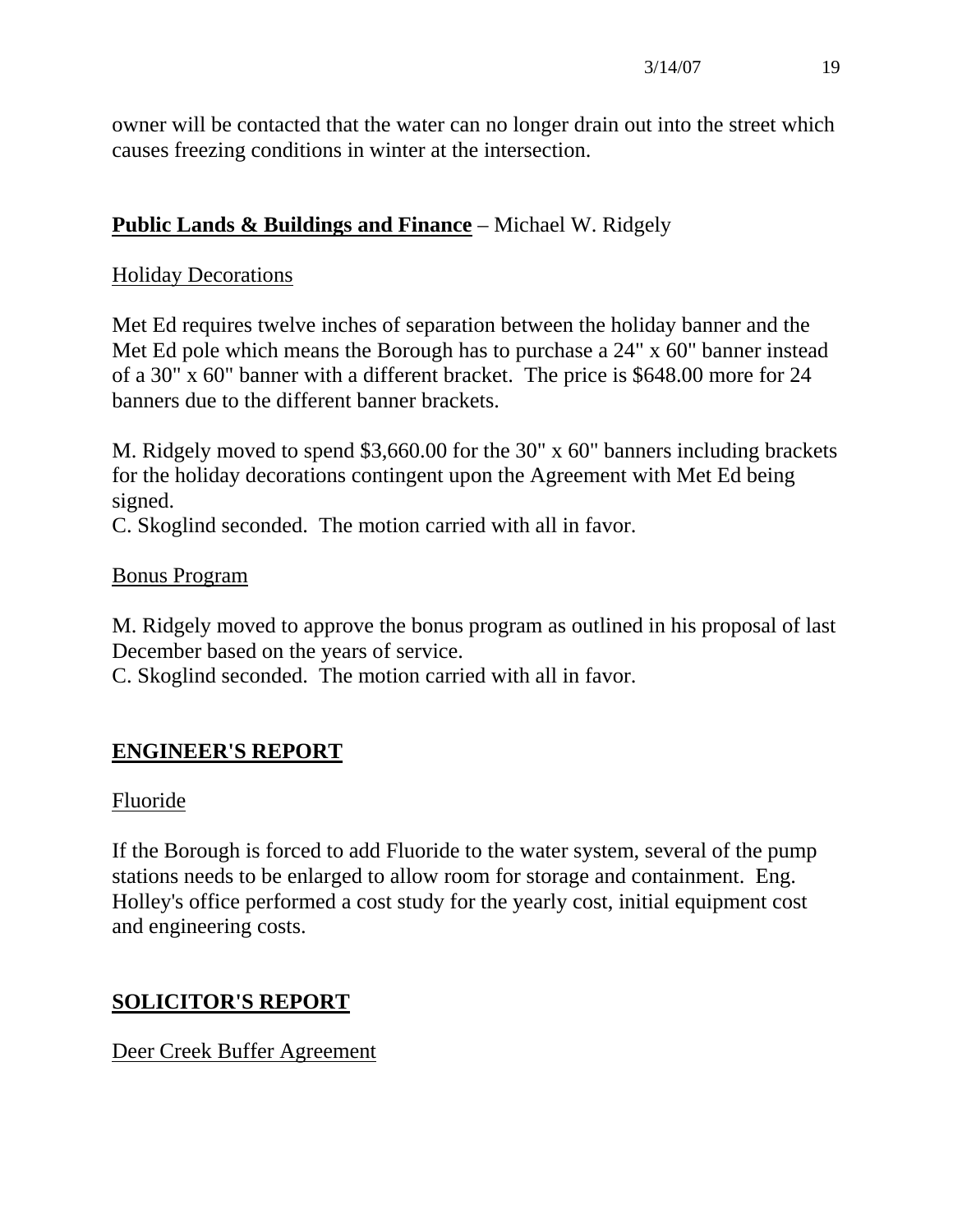owner will be contacted that the water can no longer drain out into the street which causes freezing conditions in winter at the intersection.

**Public Lands & Buildings and Finance** – Michael W. Ridgely

Holiday Decorations

Met Ed requires twelve inches of separation between the holiday banner and the Met Ed pole which means the Borough has to purchase a 24" x 60" banner instead of a 30" x 60" banner with a different bracket. The price is $648.00 more for 24 banners due to the different banner brackets.

M. Ridgely moved to spend $3,660.00 for the 30" x 60" banners including brackets for the holiday decorations contingent upon the Agreement with Met Ed being signed.
C. Skoglind seconded. The motion carried with all in favor.

Bonus Program

M. Ridgely moved to approve the bonus program as outlined in his proposal of last December based on the years of service.
C. Skoglind seconded. The motion carried with all in favor.

## ENGINEER'S REPORT

Fluoride

If the Borough is forced to add Fluoride to the water system, several of the pump stations needs to be enlarged to allow room for storage and containment. Eng. Holley's office performed a cost study for the yearly cost, initial equipment cost and engineering costs.

## SOLICITOR'S REPORT

Deer Creek Buffer Agreement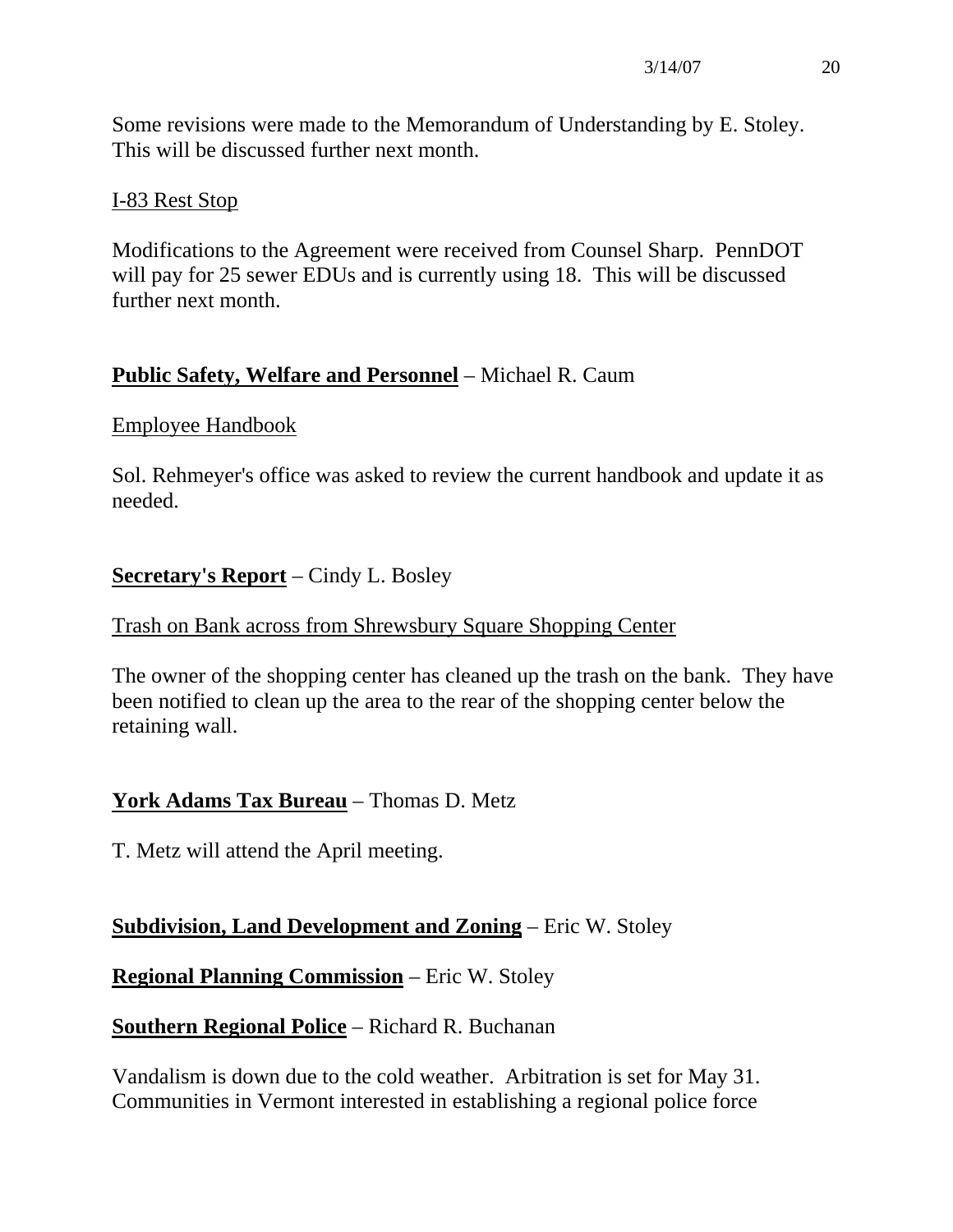Some revisions were made to the Memorandum of Understanding by E. Stoley. This will be discussed further next month.

<u>I-83 Rest Stop</u>

Modifications to the Agreement were received from Counsel Sharp. PennDOT will pay for 25 sewer EDUs and is currently using 18. This will be discussed further next month.

**<u>Public Safety, Welfare and Personnel</u>** – Michael R. Caum

<u>Employee Handbook</u>

Sol. Rehmeyer's office was asked to review the current handbook and update it as needed.

**<u>Secretary's Report</u>** – Cindy L. Bosley

<u>Trash on Bank across from Shrewsbury Square Shopping Center</u>

The owner of the shopping center has cleaned up the trash on the bank. They have been notified to clean up the area to the rear of the shopping center below the retaining wall.

**<u>York Adams Tax Bureau</u>** – Thomas D. Metz

T. Metz will attend the April meeting.

**<u>Subdivision, Land Development and Zoning</u>** – Eric W. Stoley

**<u>Regional Planning Commission</u>** – Eric W. Stoley

**<u>Southern Regional Police</u>** – Richard R. Buchanan

Vandalism is down due to the cold weather. Arbitration is set for May 31. Communities in Vermont interested in establishing a regional police force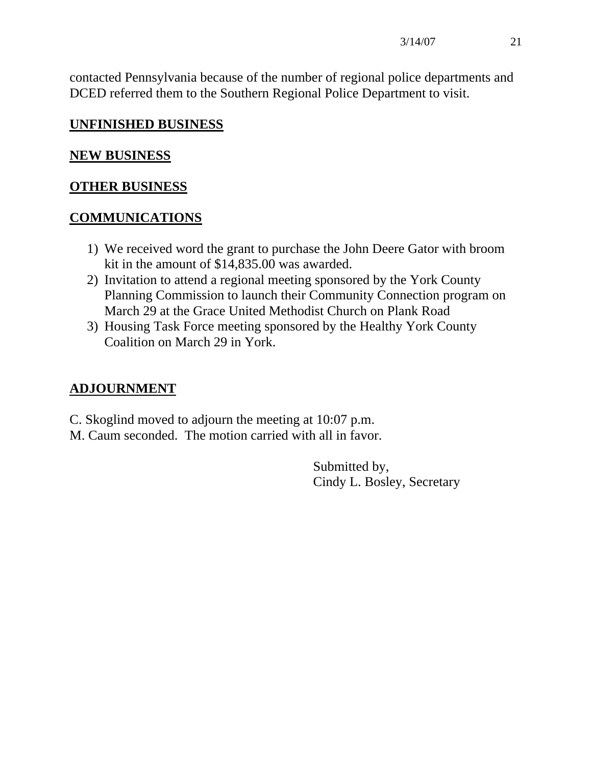contacted Pennsylvania because of the number of regional police departments and DCED referred them to the Southern Regional Police Department to visit.

## UNFINISHED BUSINESS

## NEW BUSINESS

## OTHER BUSINESS

## COMMUNICATIONS

1) We received word the grant to purchase the John Deere Gator with broom kit in the amount of $14,835.00 was awarded.
2) Invitation to attend a regional meeting sponsored by the York County Planning Commission to launch their Community Connection program on March 29 at the Grace United Methodist Church on Plank Road
3) Housing Task Force meeting sponsored by the Healthy York County Coalition on March 29 in York.

## ADJOURNMENT

C. Skoglind moved to adjourn the meeting at 10:07 p.m.
M. Caum seconded. The motion carried with all in favor.

Submitted by,
Cindy L. Bosley, Secretary